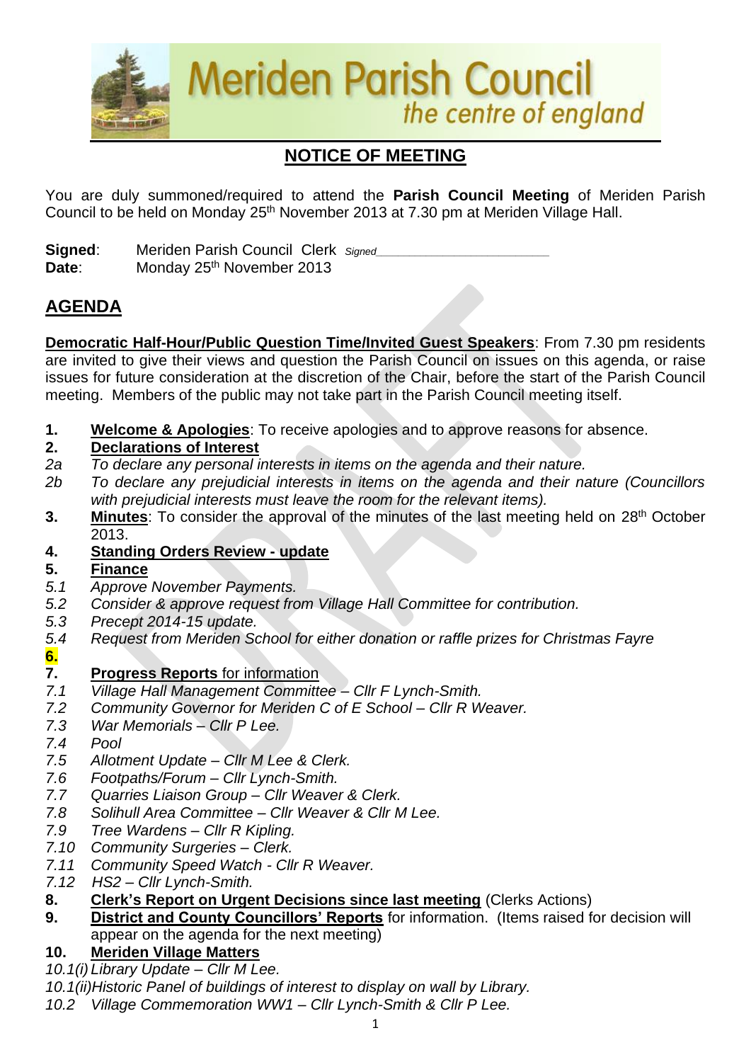# Meriden Parish Council
*the centre of england*

## NOTICE OF MEETING

You are duly summoned/required to attend the **Parish Council Meeting** of Meriden Parish Council to be held on Monday 25th November 2013 at 7.30 pm at Meriden Village Hall.

**Signed**: Meriden Parish Council Clerk *Signed*\_\_\_\_\_\_\_\_\_\_\_\_\_\_\_\_\_\_\_\_\_\_\_\_
**Date**: Monday 25th November 2013

## AGENDA

**Democratic Half-Hour/Public Question Time/Invited Guest Speakers**: From 7.30 pm residents are invited to give their views and question the Parish Council on issues on this agenda, or raise issues for future consideration at the discretion of the Chair, before the start of the Parish Council meeting. Members of the public may not take part in the Parish Council meeting itself.

**1. Welcome & Apologies**: To receive apologies and to approve reasons for absence.

**2. Declarations of Interest**

*2a To declare any personal interests in items on the agenda and their nature.*

*2b To declare any prejudicial interests in items on the agenda and their nature (Councillors with prejudicial interests must leave the room for the relevant items).*

**3. Minutes**: To consider the approval of the minutes of the last meeting held on 28th October 2013.

**4. Standing Orders Review - update**

**5. Finance**

*5.1 Approve November Payments.*

*5.2 Consider & approve request from Village Hall Committee for contribution.*

*5.3 Precept 2014-15 update.*

*5.4 Request from Meriden School for either donation or raffle prizes for Christmas Fayre*

**6.**

**7. Progress Reports** for information

*7.1 Village Hall Management Committee – Cllr F Lynch-Smith.*

*7.2 Community Governor for Meriden C of E School – Cllr R Weaver.*

*7.3 War Memorials – Cllr P Lee.*

*7.4 Pool*

*7.5 Allotment Update – Cllr M Lee & Clerk.*

*7.6 Footpaths/Forum – Cllr Lynch-Smith.*

*7.7 Quarries Liaison Group – Cllr Weaver & Clerk.*

*7.8 Solihull Area Committee – Cllr Weaver & Cllr M Lee.*

*7.9 Tree Wardens – Cllr R Kipling.*

*7.10 Community Surgeries – Clerk.*

*7.11 Community Speed Watch - Cllr R Weaver.*

*7.12 HS2 – Cllr Lynch-Smith.*

**8. Clerk's Report on Urgent Decisions since last meeting** (Clerks Actions)

**9. District and County Councillors' Reports** for information. (Items raised for decision will appear on the agenda for the next meeting)

**10. Meriden Village Matters**

*10.1(i) Library Update – Cllr M Lee.*

*10.1(ii) Historic Panel of buildings of interest to display on wall by Library.*

*10.2 Village Commemoration WW1 – Cllr Lynch-Smith & Cllr P Lee.*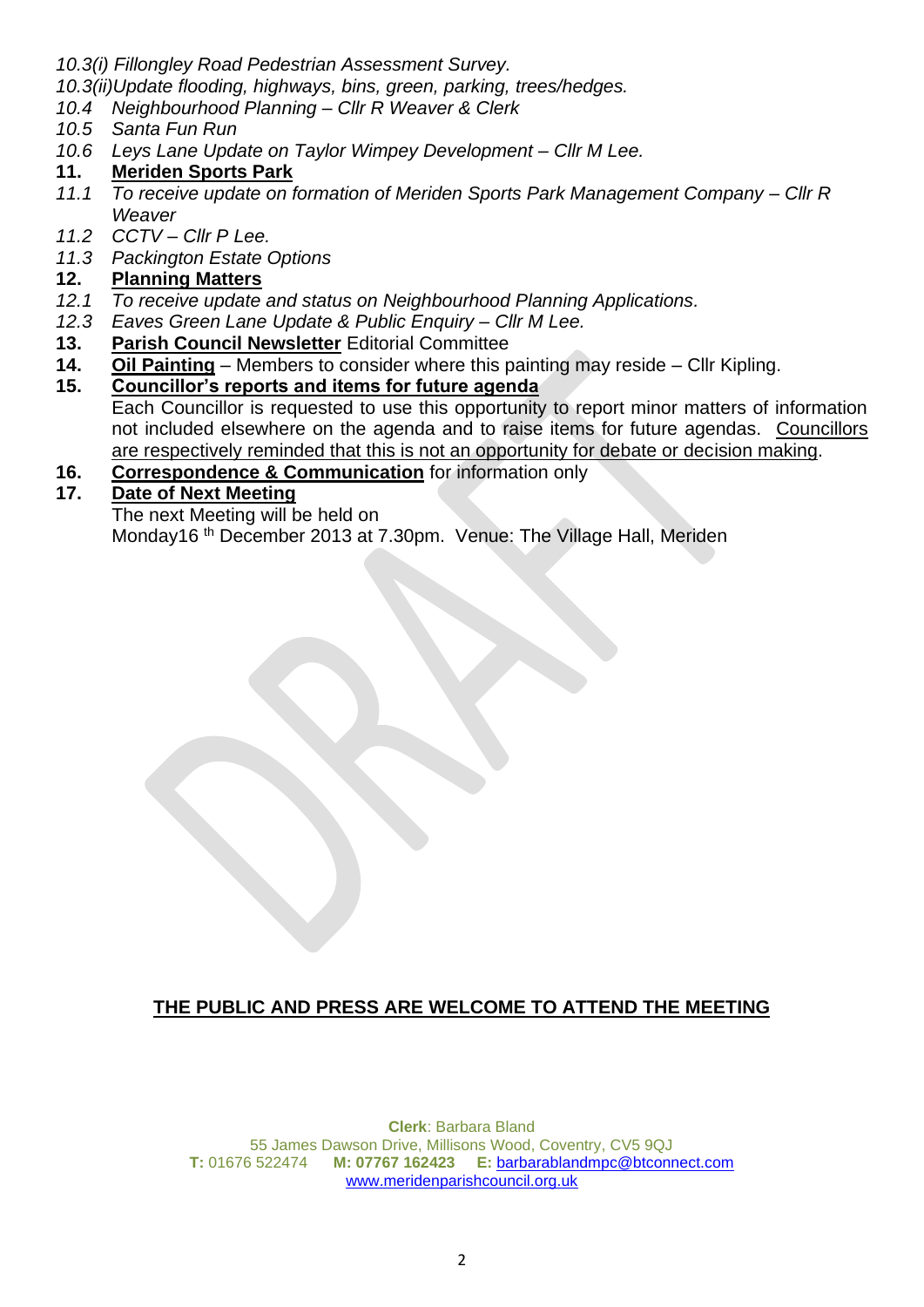*10.3(i) Fillongley Road Pedestrian Assessment Survey.*
*10.3(ii)Update flooding, highways, bins, green, parking, trees/hedges.*
*10.4 Neighbourhood Planning – Cllr R Weaver & Clerk*
*10.5 Santa Fun Run*
*10.6 Leys Lane Update on Taylor Wimpey Development – Cllr M Lee.*

**11. Meriden Sports Park**

*11.1 To receive update on formation of Meriden Sports Park Management Company – Cllr R Weaver*
*11.2 CCTV – Cllr P Lee.*
*11.3 Packington Estate Options*

**12. Planning Matters**

*12.1 To receive update and status on Neighbourhood Planning Applications.*
*12.3 Eaves Green Lane Update & Public Enquiry – Cllr M Lee.*

**13. Parish Council Newsletter** Editorial Committee

**14. Oil Painting** – Members to consider where this painting may reside – Cllr Kipling.

**15. Councillor's reports and items for future agenda**

Each Councillor is requested to use this opportunity to report minor matters of information not included elsewhere on the agenda and to raise items for future agendas. Councillors are respectively reminded that this is not an opportunity for debate or decision making.

**16. Correspondence & Communication** for information only

**17. Date of Next Meeting**

The next Meeting will be held on
Monday16 th December 2013 at 7.30pm. Venue: The Village Hall, Meriden

**THE PUBLIC AND PRESS ARE WELCOME TO ATTEND THE MEETING**

**Clerk**: Barbara Bland
55 James Dawson Drive, Millisons Wood, Coventry, CV5 9QJ
**T:** 01676 522474 **M: 07767 162423 E:** barbarablandmpc@btconnect.com
www.meridenparishcouncil.org.uk